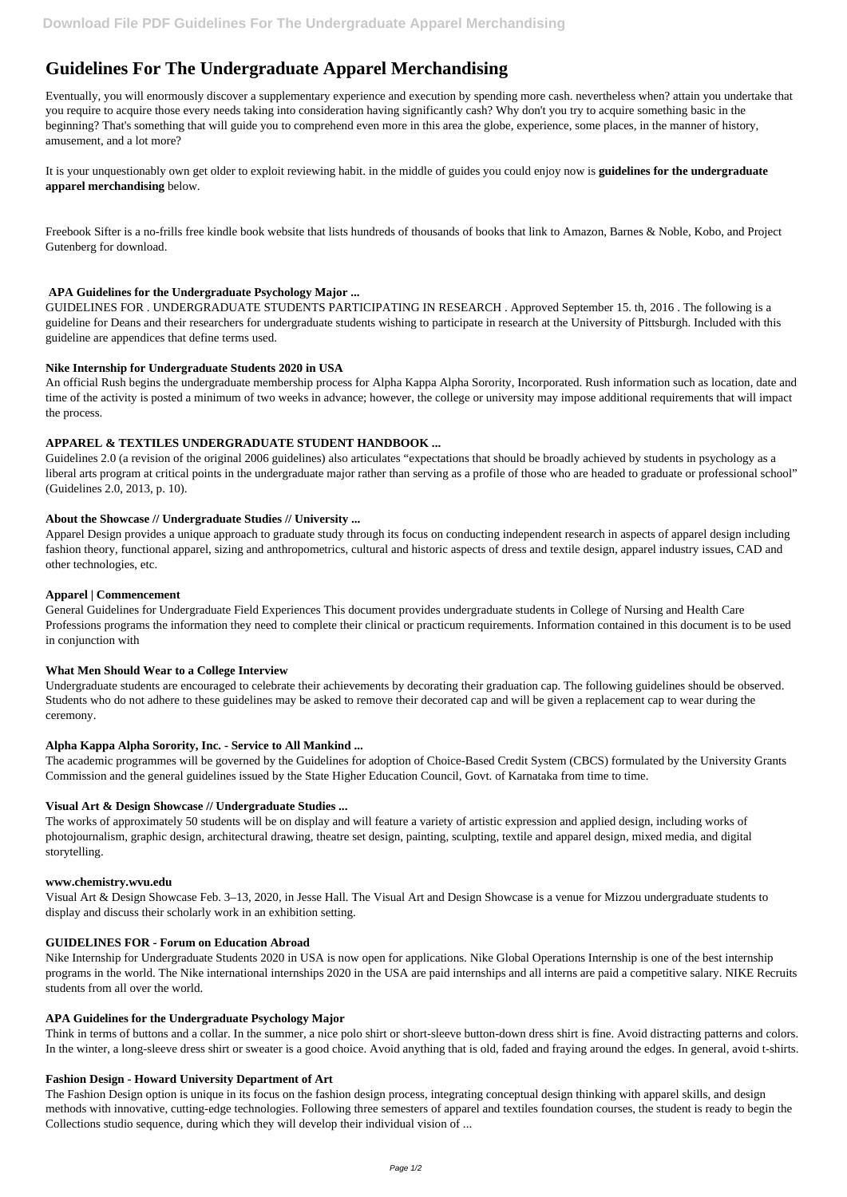# Guidelines For The Undergraduate Apparel Merchandising

Eventually, you will enormously discover a supplementary experience and execution by spending more cash. nevertheless when? attain you undertake that you require to acquire those every needs taking into consideration having significantly cash? Why don't you try to acquire something basic in the beginning? That's something that will guide you to comprehend even more in this area the globe, experience, some places, in the manner of history, amusement, and a lot more?

It is your unquestionably own get older to exploit reviewing habit. in the middle of guides you could enjoy now is **guidelines for the undergraduate apparel merchandising** below.

Freebook Sifter is a no-frills free kindle book website that lists hundreds of thousands of books that link to Amazon, Barnes & Noble, Kobo, and Project Gutenberg for download.

**APA Guidelines for the Undergraduate Psychology Major ...**

GUIDELINES FOR . UNDERGRADUATE STUDENTS PARTICIPATING IN RESEARCH . Approved September 15. th, 2016 . The following is a guideline for Deans and their researchers for undergraduate students wishing to participate in research at the University of Pittsburgh. Included with this guideline are appendices that define terms used.

**Nike Internship for Undergraduate Students 2020 in USA**

An official Rush begins the undergraduate membership process for Alpha Kappa Alpha Sorority, Incorporated. Rush information such as location, date and time of the activity is posted a minimum of two weeks in advance; however, the college or university may impose additional requirements that will impact the process.

**APPAREL & TEXTILES UNDERGRADUATE STUDENT HANDBOOK ...**

Guidelines 2.0 (a revision of the original 2006 guidelines) also articulates "expectations that should be broadly achieved by students in psychology as a liberal arts program at critical points in the undergraduate major rather than serving as a profile of those who are headed to graduate or professional school" (Guidelines 2.0, 2013, p. 10).

**About the Showcase // Undergraduate Studies // University ...**

Apparel Design provides a unique approach to graduate study through its focus on conducting independent research in aspects of apparel design including fashion theory, functional apparel, sizing and anthropometrics, cultural and historic aspects of dress and textile design, apparel industry issues, CAD and other technologies, etc.

**Apparel | Commencement**

General Guidelines for Undergraduate Field Experiences This document provides undergraduate students in College of Nursing and Health Care Professions programs the information they need to complete their clinical or practicum requirements. Information contained in this document is to be used in conjunction with

**What Men Should Wear to a College Interview**

Undergraduate students are encouraged to celebrate their achievements by decorating their graduation cap. The following guidelines should be observed. Students who do not adhere to these guidelines may be asked to remove their decorated cap and will be given a replacement cap to wear during the ceremony.

**Alpha Kappa Alpha Sorority, Inc. - Service to All Mankind ...**

The academic programmes will be governed by the Guidelines for adoption of Choice-Based Credit System (CBCS) formulated by the University Grants Commission and the general guidelines issued by the State Higher Education Council, Govt. of Karnataka from time to time.

**Visual Art & Design Showcase // Undergraduate Studies ...**

The works of approximately 50 students will be on display and will feature a variety of artistic expression and applied design, including works of photojournalism, graphic design, architectural drawing, theatre set design, painting, sculpting, textile and apparel design, mixed media, and digital storytelling.

**www.chemistry.wvu.edu**

Visual Art & Design Showcase Feb. 3–13, 2020, in Jesse Hall. The Visual Art and Design Showcase is a venue for Mizzou undergraduate students to display and discuss their scholarly work in an exhibition setting.

**GUIDELINES FOR - Forum on Education Abroad**

Nike Internship for Undergraduate Students 2020 in USA is now open for applications. Nike Global Operations Internship is one of the best internship programs in the world. The Nike international internships 2020 in the USA are paid internships and all interns are paid a competitive salary. NIKE Recruits students from all over the world.

**APA Guidelines for the Undergraduate Psychology Major**

Think in terms of buttons and a collar. In the summer, a nice polo shirt or short-sleeve button-down dress shirt is fine. Avoid distracting patterns and colors. In the winter, a long-sleeve dress shirt or sweater is a good choice. Avoid anything that is old, faded and fraying around the edges. In general, avoid t-shirts.

**Fashion Design - Howard University Department of Art**

The Fashion Design option is unique in its focus on the fashion design process, integrating conceptual design thinking with apparel skills, and design methods with innovative, cutting-edge technologies. Following three semesters of apparel and textiles foundation courses, the student is ready to begin the Collections studio sequence, during which they will develop their individual vision of ...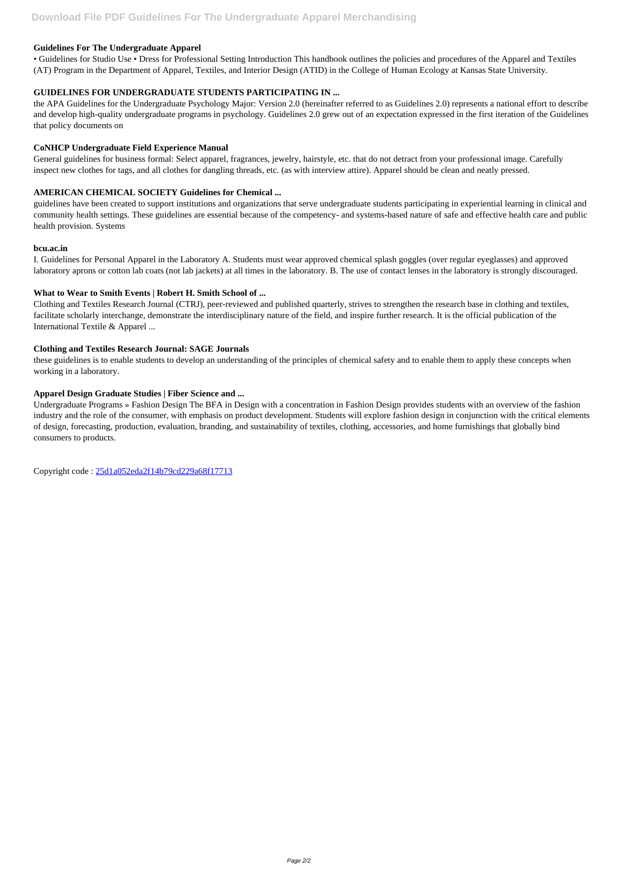### Guidelines For The Undergraduate Apparel

• Guidelines for Studio Use • Dress for Professional Setting Introduction This handbook outlines the policies and procedures of the Apparel and Textiles (AT) Program in the Department of Apparel, Textiles, and Interior Design (ATID) in the College of Human Ecology at Kansas State University.

### GUIDELINES FOR UNDERGRADUATE STUDENTS PARTICIPATING IN ...

the APA Guidelines for the Undergraduate Psychology Major: Version 2.0 (hereinafter referred to as Guidelines 2.0) represents a national effort to describe and develop high-quality undergraduate programs in psychology. Guidelines 2.0 grew out of an expectation expressed in the first iteration of the Guidelines that policy documents on

### CoNHCP Undergraduate Field Experience Manual

General guidelines for business formal: Select apparel, fragrances, jewelry, hairstyle, etc. that do not detract from your professional image. Carefully inspect new clothes for tags, and all clothes for dangling threads, etc. (as with interview attire). Apparel should be clean and neatly pressed.

### AMERICAN CHEMICAL SOCIETY Guidelines for Chemical ...

guidelines have been created to support institutions and organizations that serve undergraduate students participating in experiential learning in clinical and community health settings. These guidelines are essential because of the competency- and systems-based nature of safe and effective health care and public health provision. Systems

### bcu.ac.in

I. Guidelines for Personal Apparel in the Laboratory A. Students must wear approved chemical splash goggles (over regular eyeglasses) and approved laboratory aprons or cotton lab coats (not lab jackets) at all times in the laboratory. B. The use of contact lenses in the laboratory is strongly discouraged.

### What to Wear to Smith Events | Robert H. Smith School of ...

Clothing and Textiles Research Journal (CTRJ), peer-reviewed and published quarterly, strives to strengthen the research base in clothing and textiles, facilitate scholarly interchange, demonstrate the interdisciplinary nature of the field, and inspire further research. It is the official publication of the International Textile & Apparel ...

### Clothing and Textiles Research Journal: SAGE Journals

these guidelines is to enable students to develop an understanding of the principles of chemical safety and to enable them to apply these concepts when working in a laboratory.

### Apparel Design Graduate Studies | Fiber Science and ...

Undergraduate Programs » Fashion Design The BFA in Design with a concentration in Fashion Design provides students with an overview of the fashion industry and the role of the consumer, with emphasis on product development. Students will explore fashion design in conjunction with the critical elements of design, forecasting, production, evaluation, branding, and sustainability of textiles, clothing, accessories, and home furnishings that globally bind consumers to products.

Copyright code : 25d1a052eda2f14b79cd229a68f17713